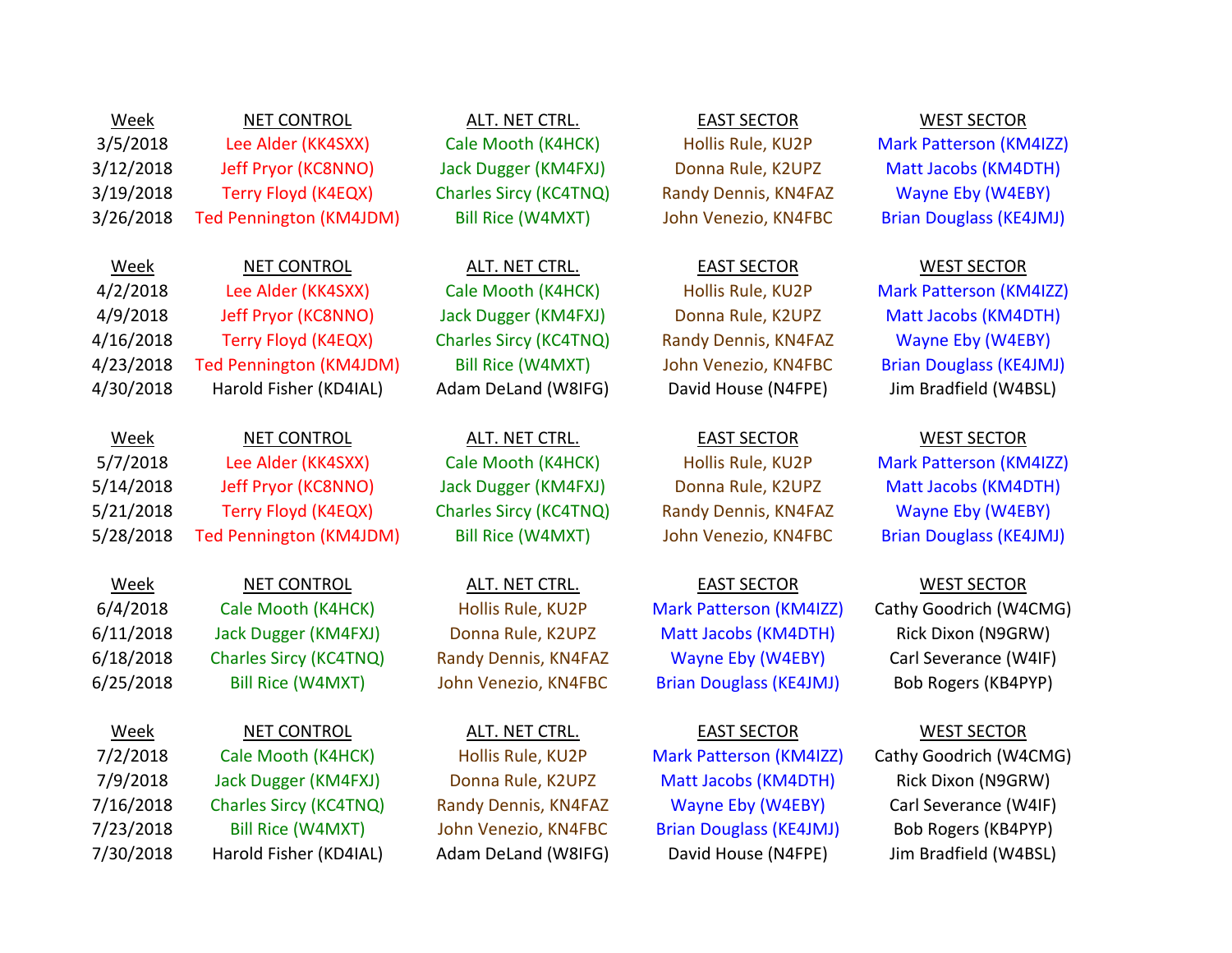| Week | NET CONTROL | ALT. NET CTRL. | EAST SECTOR | WEST SECTOR |
|---|---|---|---|---|
| 3/5/2018 | Lee Alder (KK4SXX) | Cale Mooth (K4HCK) | Hollis Rule, KU2P | Mark Patterson (KM4IZZ) |
| 3/12/2018 | Jeff Pryor (KC8NNO) | Jack Dugger (KM4FXJ) | Donna Rule, K2UPZ | Matt Jacobs (KM4DTH) |
| 3/19/2018 | Terry Floyd (K4EQX) | Charles Sircy (KC4TNQ) | Randy Dennis, KN4FAZ | Wayne Eby (W4EBY) |
| 3/26/2018 | Ted Pennington (KM4JDM) | Bill Rice (W4MXT) | John Venezio, KN4FBC | Brian Douglass (KE4JMJ) |

| Week | NET CONTROL | ALT. NET CTRL. | EAST SECTOR | WEST SECTOR |
|---|---|---|---|---|
| 4/2/2018 | Lee Alder (KK4SXX) | Cale Mooth (K4HCK) | Hollis Rule, KU2P | Mark Patterson (KM4IZZ) |
| 4/9/2018 | Jeff Pryor (KC8NNO) | Jack Dugger (KM4FXJ) | Donna Rule, K2UPZ | Matt Jacobs (KM4DTH) |
| 4/16/2018 | Terry Floyd (K4EQX) | Charles Sircy (KC4TNQ) | Randy Dennis, KN4FAZ | Wayne Eby (W4EBY) |
| 4/23/2018 | Ted Pennington (KM4JDM) | Bill Rice (W4MXT) | John Venezio, KN4FBC | Brian Douglass (KE4JMJ) |
| 4/30/2018 | Harold Fisher (KD4IAL) | Adam DeLand (W8IFG) | David House (N4FPE) | Jim Bradfield (W4BSL) |

| Week | NET CONTROL | ALT. NET CTRL. | EAST SECTOR | WEST SECTOR |
|---|---|---|---|---|
| 5/7/2018 | Lee Alder (KK4SXX) | Cale Mooth (K4HCK) | Hollis Rule, KU2P | Mark Patterson (KM4IZZ) |
| 5/14/2018 | Jeff Pryor (KC8NNO) | Jack Dugger (KM4FXJ) | Donna Rule, K2UPZ | Matt Jacobs (KM4DTH) |
| 5/21/2018 | Terry Floyd (K4EQX) | Charles Sircy (KC4TNQ) | Randy Dennis, KN4FAZ | Wayne Eby (W4EBY) |
| 5/28/2018 | Ted Pennington (KM4JDM) | Bill Rice (W4MXT) | John Venezio, KN4FBC | Brian Douglass (KE4JMJ) |

| Week | NET CONTROL | ALT. NET CTRL. | EAST SECTOR | WEST SECTOR |
|---|---|---|---|---|
| 6/4/2018 | Cale Mooth (K4HCK) | Hollis Rule, KU2P | Mark Patterson (KM4IZZ) | Cathy Goodrich (W4CMG) |
| 6/11/2018 | Jack Dugger (KM4FXJ) | Donna Rule, K2UPZ | Matt Jacobs (KM4DTH) | Rick Dixon (N9GRW) |
| 6/18/2018 | Charles Sircy (KC4TNQ) | Randy Dennis, KN4FAZ | Wayne Eby (W4EBY) | Carl Severance (W4IF) |
| 6/25/2018 | Bill Rice (W4MXT) | John Venezio, KN4FBC | Brian Douglass (KE4JMJ) | Bob Rogers (KB4PYP) |

| Week | NET CONTROL | ALT. NET CTRL. | EAST SECTOR | WEST SECTOR |
|---|---|---|---|---|
| 7/2/2018 | Cale Mooth (K4HCK) | Hollis Rule, KU2P | Mark Patterson (KM4IZZ) | Cathy Goodrich (W4CMG) |
| 7/9/2018 | Jack Dugger (KM4FXJ) | Donna Rule, K2UPZ | Matt Jacobs (KM4DTH) | Rick Dixon (N9GRW) |
| 7/16/2018 | Charles Sircy (KC4TNQ) | Randy Dennis, KN4FAZ | Wayne Eby (W4EBY) | Carl Severance (W4IF) |
| 7/23/2018 | Bill Rice (W4MXT) | John Venezio, KN4FBC | Brian Douglass (KE4JMJ) | Bob Rogers (KB4PYP) |
| 7/30/2018 | Harold Fisher (KD4IAL) | Adam DeLand (W8IFG) | David House (N4FPE) | Jim Bradfield (W4BSL) |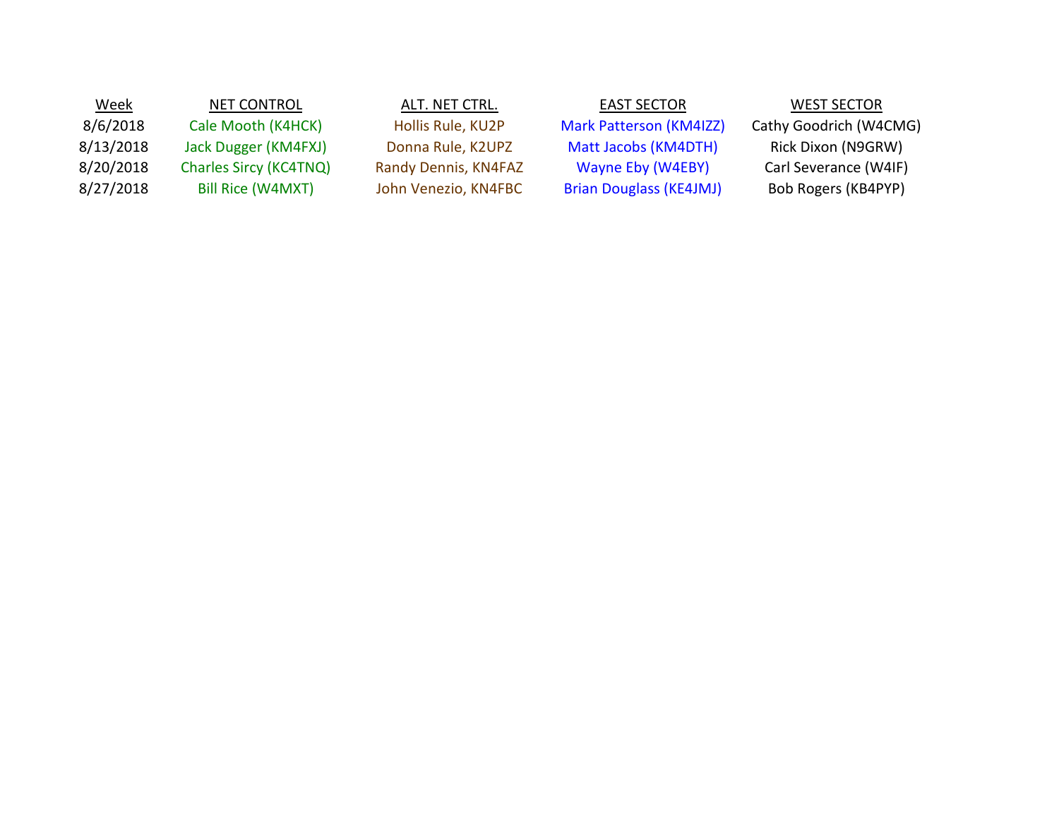| Week | NET CONTROL | ALT. NET CTRL. | EAST SECTOR | WEST SECTOR |
| --- | --- | --- | --- | --- |
| 8/6/2018 | Cale Mooth (K4HCK) | Hollis Rule, KU2P | Mark Patterson (KM4IZZ) | Cathy Goodrich (W4CMG) |
| 8/13/2018 | Jack Dugger (KM4FXJ) | Donna Rule, K2UPZ | Matt Jacobs (KM4DTH) | Rick Dixon (N9GRW) |
| 8/20/2018 | Charles Sircy (KC4TNQ) | Randy Dennis, KN4FAZ | Wayne Eby (W4EBY) | Carl Severance (W4IF) |
| 8/27/2018 | Bill Rice (W4MXT) | John Venezio, KN4FBC | Brian Douglass (KE4JMJ) | Bob Rogers (KB4PYP) |